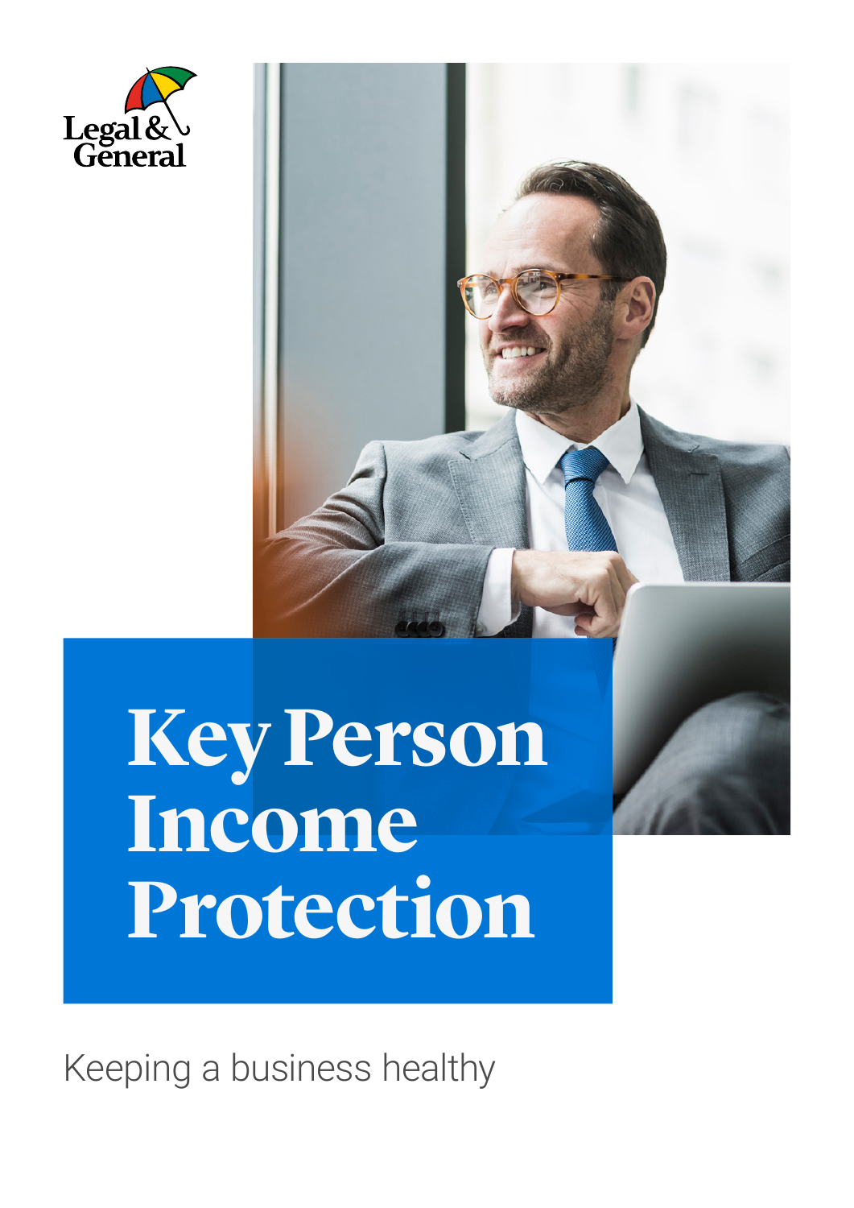Legal & General

# Key Person Income Protection

Keeping a business healthy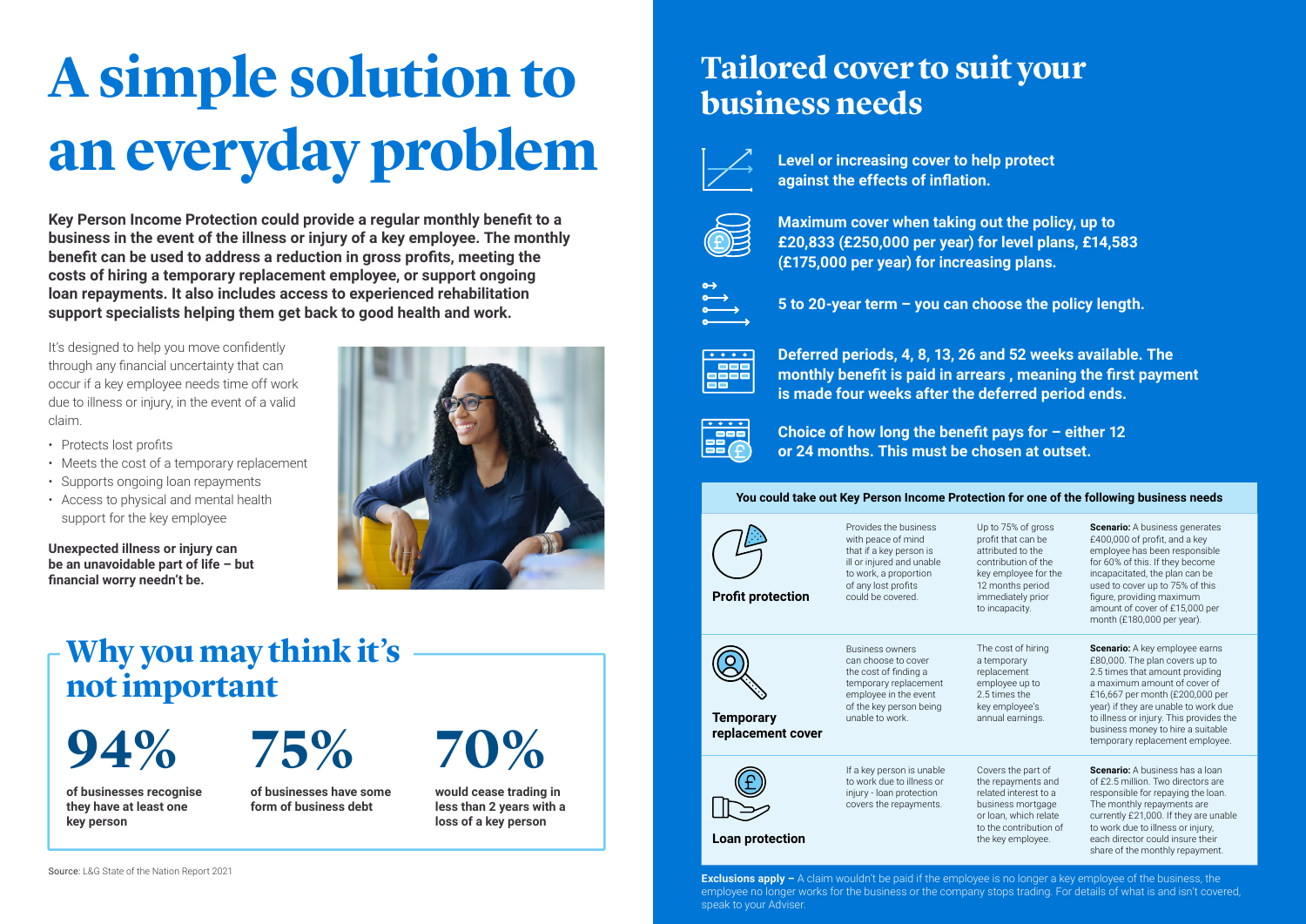// A two-column brochure page: left column has the "simple solution" heading and "Why you may think it's not important" stats; right column has "Tailored cover" features and a 4-column table where the first column holds the row labels.
# A simple solution to an everyday problem

**Key Person Income Protection could provide a regular monthly benefit to a business in the event of the illness or injury of a key employee. The monthly benefit can be used to address a reduction in gross profits, meeting the costs of hiring a temporary replacement employee, or support ongoing loan repayments. It also includes access to experienced rehabilitation support specialists helping them get back to good health and work.**

It's designed to help you move confidently through any financial uncertainty that can occur if a key employee needs time off work due to illness or injury, in the event of a valid claim.

- Protects lost profits
- Meets the cost of a temporary replacement
- Supports ongoing loan repayments
- Access to physical and mental health support for the key employee

**Unexpected illness or injury can be an unavoidable part of life – but financial worry needn't be.**

## Why you may think it's not important

**94%**
**of businesses recognise they have at least one key person**

**75%**
**of businesses have some form of business debt**

**70%**
**would cease trading in less than 2 years with a loss of a key person**

Source: L&G State of the Nation Report 2021

## Tailored cover to suit your business needs

**Level or increasing cover to help protect against the effects of inflation.**

**Maximum cover when taking out the policy, up to £20,833 (£250,000 per year) for level plans, £14,583 (£175,000 per year) for increasing plans.**

**5 to 20-year term – you can choose the policy length.**

**Deferred periods, 4, 8, 13, 26 and 52 weeks available. The monthly benefit is paid in arrears , meaning the first payment is made four weeks after the deferred period ends.**

**Choice of how long the benefit pays for – either 12 or 24 months. This must be chosen at outset.**

**You could take out Key Person Income Protection for one of the following business needs**

| | | | |
|---|---|---|---|
| **Profit protection** | Provides the business with peace of mind that if a key person is ill or injured and unable to work, a proportion of any lost profits could be covered. | Up to 75% of gross profit that can be attributed to the contribution of the key employee for the 12 months period immediately prior to incapacity. | **Scenario:** A business generates £400,000 of profit, and a key employee has been responsible for 60% of this. If they become incapacitated, the plan can be used to cover up to 75% of this figure, providing maximum amount of cover of £15,000 per month (£180,000 per year). |
| **Temporary replacement cover** | Business owners can choose to cover the cost of finding a temporary replacement employee in the event of the key person being unable to work. | The cost of hiring a temporary replacement employee up to 2.5 times the key employee's annual earnings. | **Scenario:** A key employee earns £80,000. The plan covers up to 2.5 times that amount providing a maximum amount of cover of £16,667 per month (£200,000 per year) if they are unable to work due to illness or injury. This provides the business money to hire a suitable temporary replacement employee. |
| **Loan protection** | If a key person is unable to work due to illness or injury - loan protection covers the repayments. | Covers the part of the repayments and related interest to a business mortgage or loan, which relate to the contribution of the key employee. | **Scenario:** A business has a loan of £2.5 million. Two directors are responsible for repaying the loan. The monthly repayments are currently £21,000. If they are unable to work due to illness or injury, each director could insure their share of the monthly repayment. |

**Exclusions apply –** A claim wouldn't be paid if the employee is no longer a key employee of the business, the employee no longer works for the business or the company stops trading. For details of what is and isn't covered, speak to your Adviser.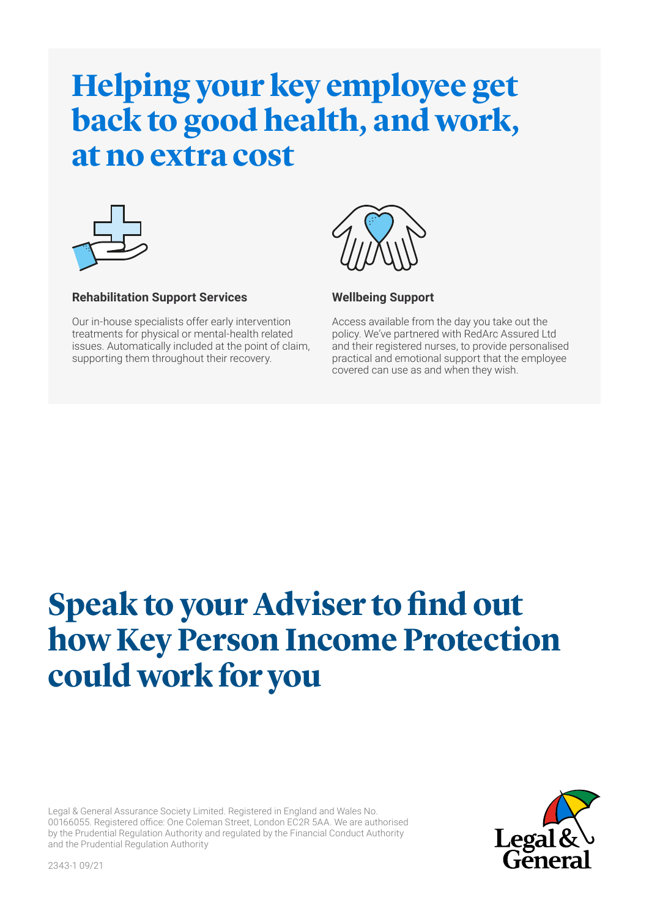# Helping your key employee get back to good health, and work, at no extra cost

### Rehabilitation Support Services

Our in-house specialists offer early intervention treatments for physical or mental-health related issues. Automatically included at the point of claim, supporting them throughout their recovery.

### Wellbeing Support

Access available from the day you take out the policy. We've partnered with RedArc Assured Ltd and their registered nurses, to provide personalised practical and emotional support that the employee covered can use as and when they wish.

# Speak to your Adviser to find out how Key Person Income Protection could work for you

Legal & General Assurance Society Limited. Registered in England and Wales No. 00166055. Registered office: One Coleman Street, London EC2R 5AA. We are authorised by the Prudential Regulation Authority and regulated by the Financial Conduct Authority and the Prudential Regulation Authority

2343-1 09/21